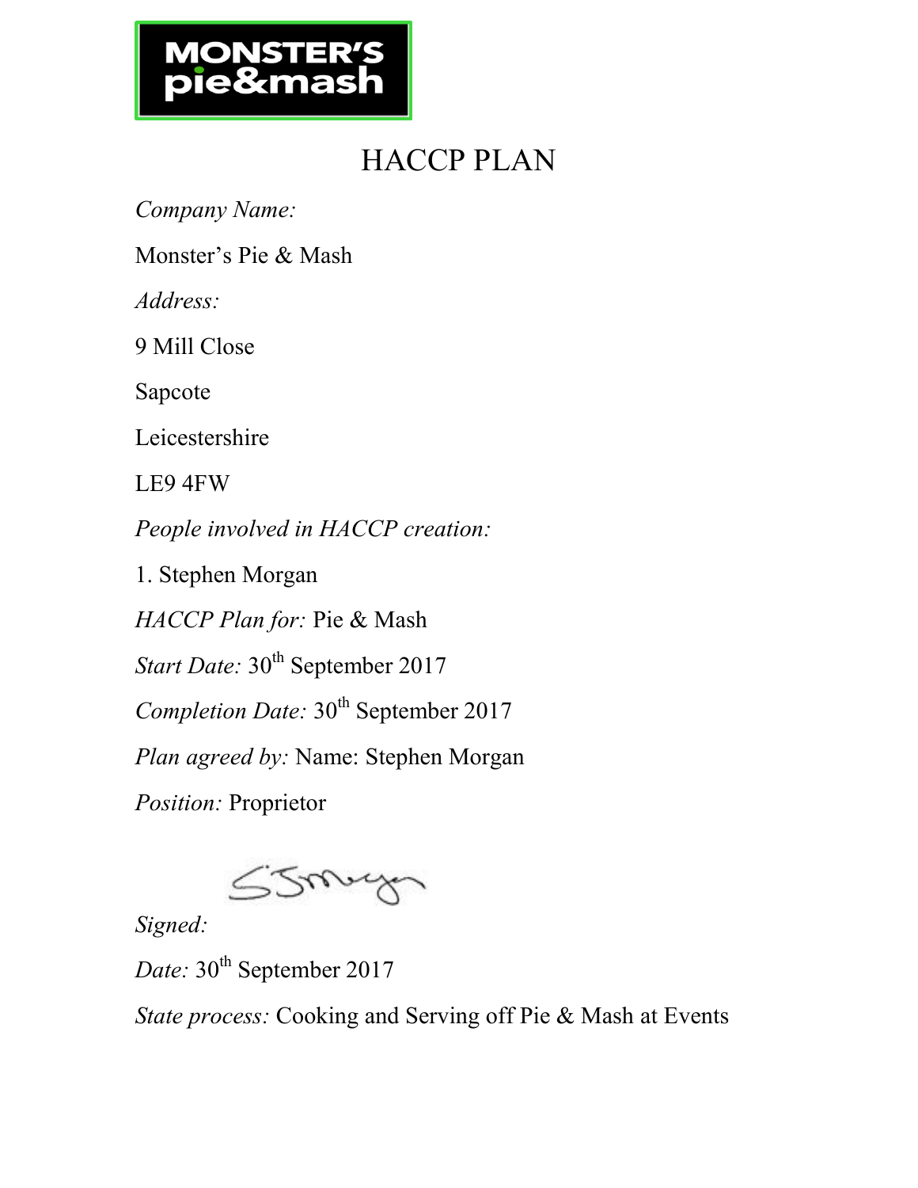MONSTER'S pie&mash

# HACCP PLAN

*Company Name:*

Monster's Pie & Mash

*Address:*

9 Mill Close

Sapcote

Leicestershire

LE9 4FW

*People involved in HACCP creation:*

1. Stephen Morgan

*HACCP Plan for:* Pie & Mash

*Start Date:* 30th September 2017

*Completion Date:* 30th September 2017

*Plan agreed by:* Name: Stephen Morgan

*Position:* Proprietor

*Signed:*

*Date:* 30th September 2017

*State process:* Cooking and Serving off Pie & Mash at Events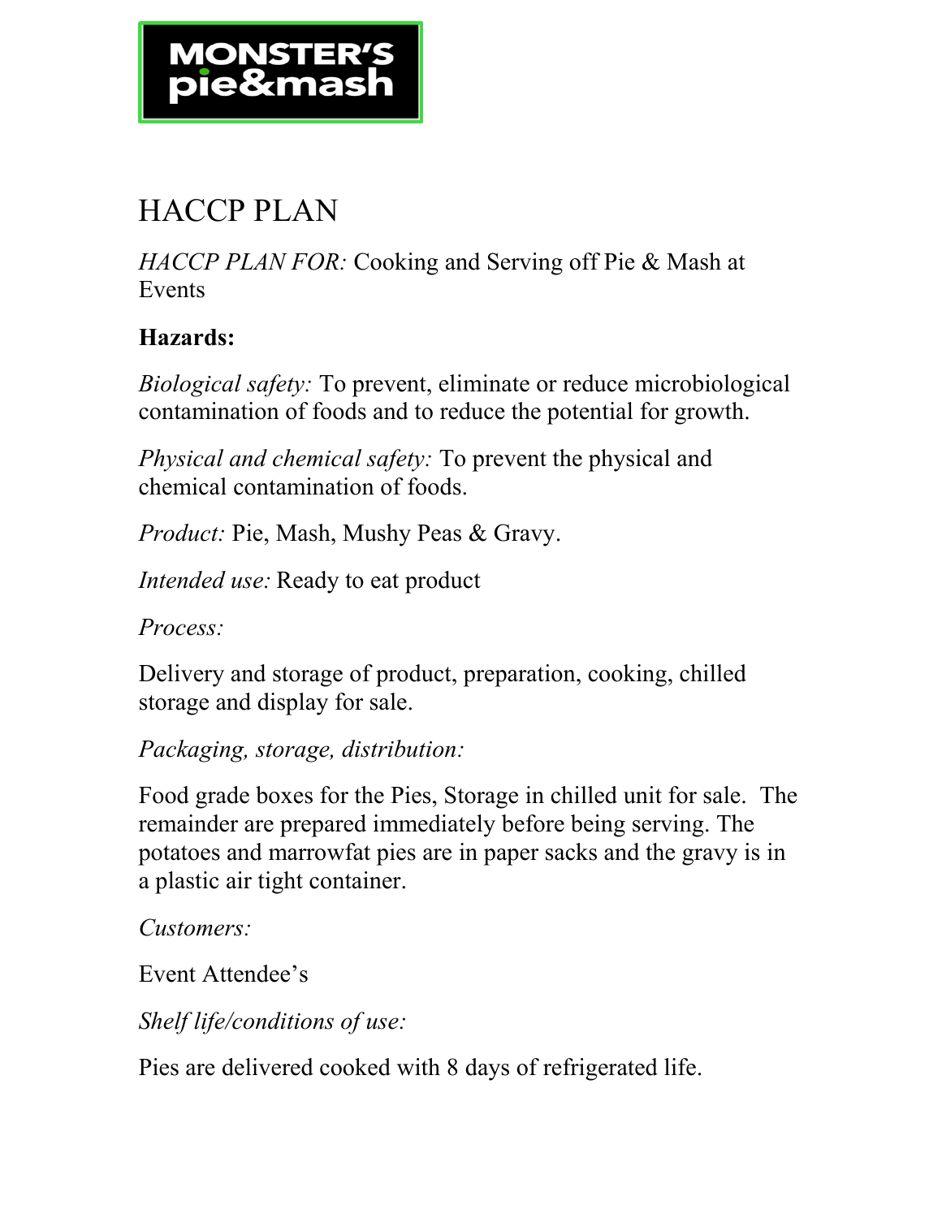# HACCP PLAN

*HACCP PLAN FOR:* Cooking and Serving off Pie & Mash at Events

**Hazards:**

*Biological safety:* To prevent, eliminate or reduce microbiological contamination of foods and to reduce the potential for growth.

*Physical and chemical safety:* To prevent the physical and chemical contamination of foods.

*Product:* Pie, Mash, Mushy Peas & Gravy.

*Intended use:* Ready to eat product

*Process:*

Delivery and storage of product, preparation, cooking, chilled storage and display for sale.

*Packaging, storage, distribution:*

Food grade boxes for the Pies, Storage in chilled unit for sale. The remainder are prepared immediately before being serving. The potatoes and marrowfat pies are in paper sacks and the gravy is in a plastic air tight container.

*Customers:*

Event Attendee's

*Shelf life/conditions of use:*

Pies are delivered cooked with 8 days of refrigerated life.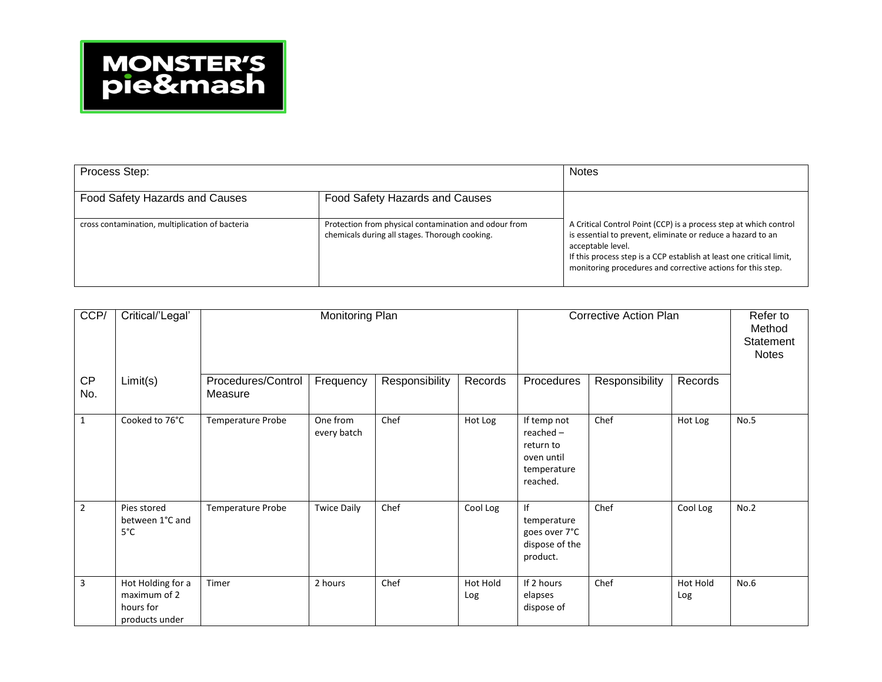MONSTER'S pie&mash

| Process Step: | | Notes |
|---|---|---|
| Food Safety Hazards and Causes | Food Safety Hazards and Causes | |
| cross contamination, multiplication of bacteria | Protection from physical contamination and odour from chemicals during all stages. Thorough cooking. | A Critical Control Point (CCP) is a process step at which control is essential to prevent, eliminate or reduce a hazard to an acceptable level. If this process step is a CCP establish at least one critical limit, monitoring procedures and corrective actions for this step. |

| CCP/ CP No. | Critical/'Legal' Limit(s) | Monitoring Plan | | | | Corrective Action Plan | | | Refer to Method Statement Notes |
|---|---|---|---|---|---|---|---|---|---|
| | | Procedures/Control Measure | Frequency | Responsibility | Records | Procedures | Responsibility | Records | |
| 1 | Cooked to 76°C | Temperature Probe | One from every batch | Chef | Hot Log | If temp not reached – return to oven until temperature reached. | Chef | Hot Log | No.5 |
| 2 | Pies stored between 1°C and 5°C | Temperature Probe | Twice Daily | Chef | Cool Log | If temperature goes over 7°C dispose of the product. | Chef | Cool Log | No.2 |
| 3 | Hot Holding for a maximum of 2 hours for products under | Timer | 2 hours | Chef | Hot Hold Log | If 2 hours elapses dispose of | Chef | Hot Hold Log | No.6 |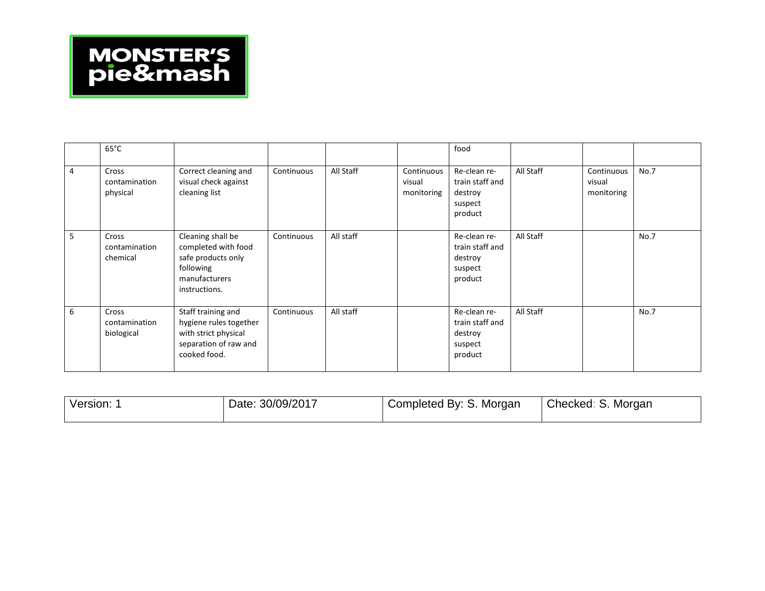**MONSTER'S pie&mash**

| | | | | | | | | | |
|---|---|---|---|---|---|---|---|---|---|
| | 65°C | | | | | food | | | |
| 4 | Cross contamination physical | Correct cleaning and visual check against cleaning list | Continuous | All Staff | Continuous visual monitoring | Re-clean re-train staff and destroy suspect product | All Staff | Continuous visual monitoring | No.7 |
| 5 | Cross contamination chemical | Cleaning shall be completed with food safe products only following manufacturers instructions. | Continuous | All staff | | Re-clean re-train staff and destroy suspect product | All Staff | | No.7 |
| 6 | Cross contamination biological | Staff training and hygiene rules together with strict physical separation of raw and cooked food. | Continuous | All staff | | Re-clean re-train staff and destroy suspect product | All Staff | | No.7 |

| Version: 1 | Date: 30/09/2017 | Completed By: S. Morgan | Checked: S. Morgan |
|---|---|---|---|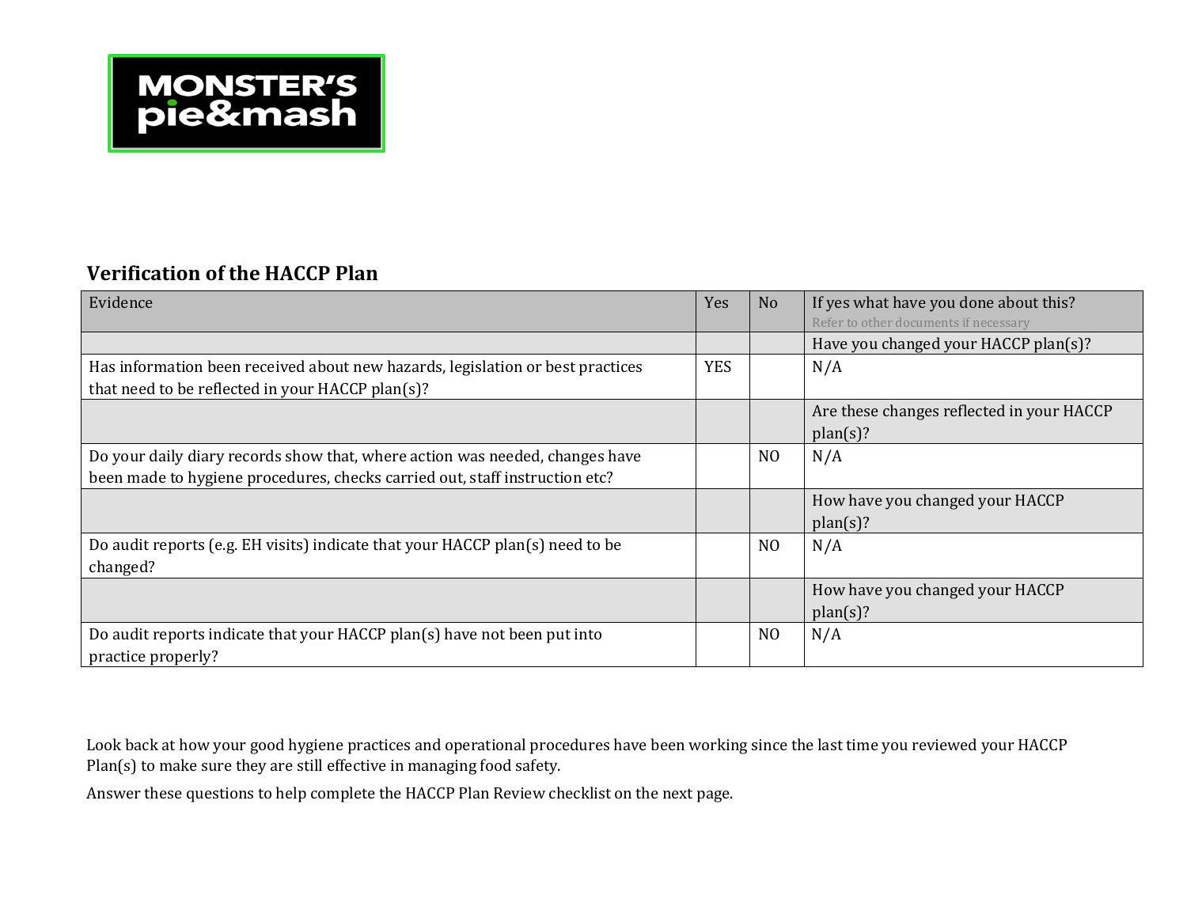MONSTER'S pie&mash

## Verification of the HACCP Plan

| Evidence | Yes | No | If yes what have you done about this? Refer to other documents if necessary |
|---|---|---|---|
| | | | Have you changed your HACCP plan(s)? |
| Has information been received about new hazards, legislation or best practices that need to be reflected in your HACCP plan(s)? | YES | | N/A |
| | | | Are these changes reflected in your HACCP plan(s)? |
| Do your daily diary records show that, where action was needed, changes have been made to hygiene procedures, checks carried out, staff instruction etc? | | NO | N/A |
| | | | How have you changed your HACCP plan(s)? |
| Do audit reports (e.g. EH visits) indicate that your HACCP plan(s) need to be changed? | | NO | N/A |
| | | | How have you changed your HACCP plan(s)? |
| Do audit reports indicate that your HACCP plan(s) have not been put into practice properly? | | NO | N/A |

Look back at how your good hygiene practices and operational procedures have been working since the last time you reviewed your HACCP Plan(s) to make sure they are still effective in managing food safety.

Answer these questions to help complete the HACCP Plan Review checklist on the next page.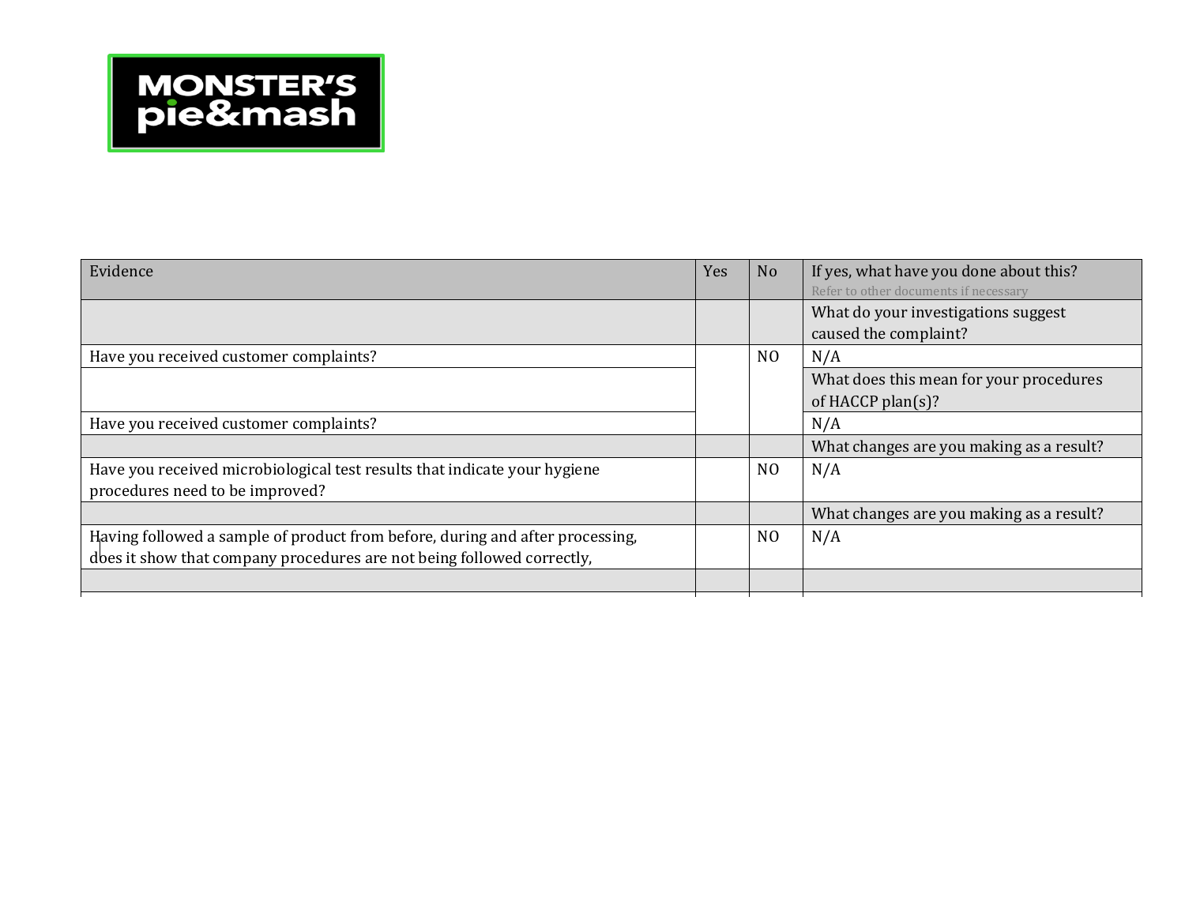MONSTER'S pie&mash

| Evidence | Yes | No | If yes, what have you done about this? Refer to other documents if necessary |
|---|---|---|---|
| | | | What do your investigations suggest caused the complaint? |
| Have you received customer complaints? | | NO | N/A |
| | | | What does this mean for your procedures of HACCP plan(s)? |
| Have you received customer complaints? | | | N/A |
| | | | What changes are you making as a result? |
| Have you received microbiological test results that indicate your hygiene procedures need to be improved? | | NO | N/A |
| | | | What changes are you making as a result? |
| Having followed a sample of product from before, during and after processing, does it show that company procedures are not being followed correctly, | | NO | N/A |
| | | | |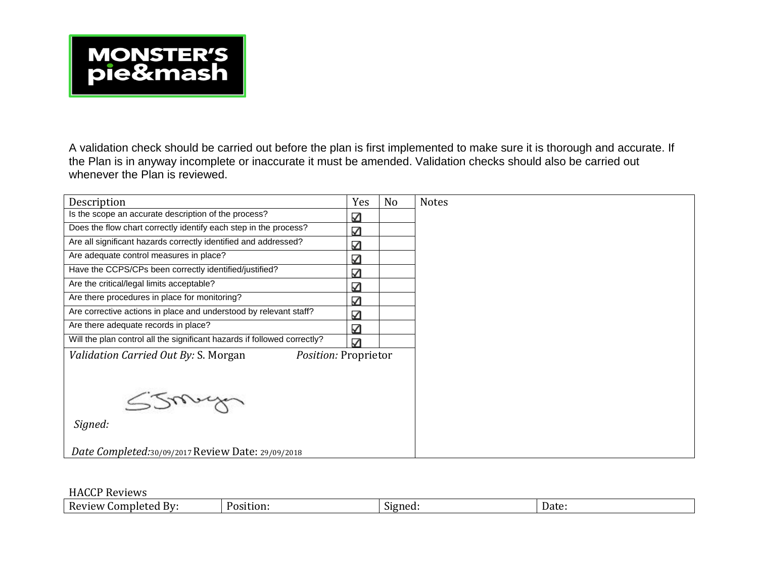MONSTER'S pie&mash

A validation check should be carried out before the plan is first implemented to make sure it is thorough and accurate. If the Plan is in anyway incomplete or inaccurate it must be amended. Validation checks should also be carried out whenever the Plan is reviewed.

| Description | Yes | No | Notes |
|---|---|---|---|
| Is the scope an accurate description of the process? | ☑ | | |
| Does the flow chart correctly identify each step in the process? | ☑ | | |
| Are all significant hazards correctly identified and addressed? | ☑ | | |
| Are adequate control measures in place? | ☑ | | |
| Have the CCPS/CPs been correctly identified/justified? | ☑ | | |
| Are the critical/legal limits acceptable? | ☑ | | |
| Are there procedures in place for monitoring? | ☑ | | |
| Are corrective actions in place and understood by relevant staff? | ☑ | | |
| Are there adequate records in place? | ☑ | | |
| Will the plan control all the significant hazards if followed correctly? | ☑ | | |
| *Validation Carried Out By:* S. Morgan *Position:* Proprietor<br><br>*Signed:* [signature]<br><br>*Date Completed:* 30/09/2017 Review Date: 29/09/2018 | | | |

HACCP Reviews

| Review Completed By: | Position: | Signed: | Date: |
|---|---|---|---|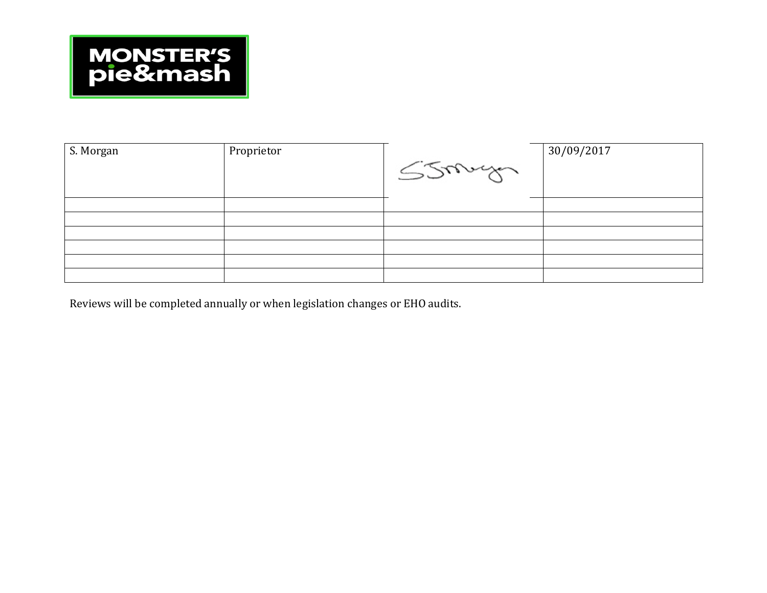MONSTER'S pie&mash

| | | | |
|---|---|---|---|
| S. Morgan | Proprietor | | 30/09/2017 |
| | | | |
| | | | |
| | | | |
| | | | |
| | | | |
| | | | |

Reviews will be completed annually or when legislation changes or EHO audits.